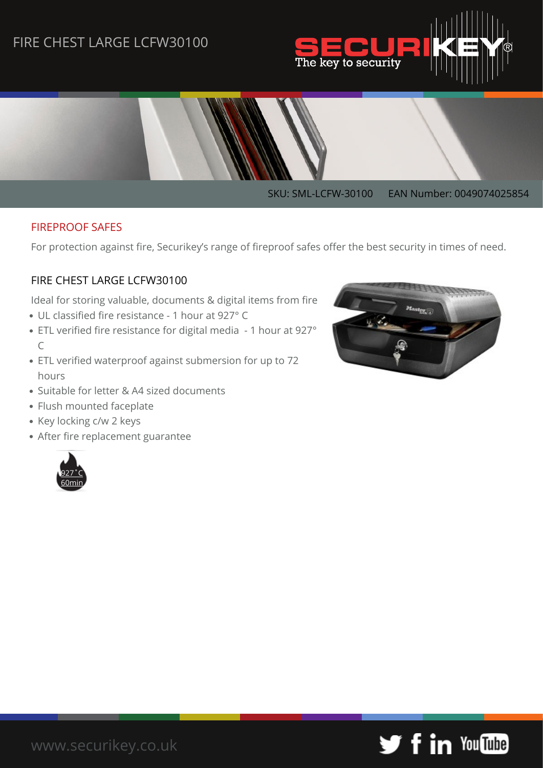# FIRE CHEST LARGE LCFW30100

SECURIKEY® The key to security

SKU: SML-LCFW-30100 EAN Number: 0049074025854

## FIREPROOF SAFES

For protection against fire, Securikey's range of fireproof safes offer the best security in times of need.

### FIRE CHEST LARGE LCFW30100

Ideal for storing valuable, documents & digital items from fire

- UL classified fire resistance - 1 hour at 927° C
- ETL verified fire resistance for digital media - 1 hour at 927° C
- ETL verified waterproof against submersion for up to 72 hours
- Suitable for letter & A4 sized documents
- Flush mounted faceplate
- Key locking c/w 2 keys
- After fire replacement guarantee

927˚C 60min

www.securikey.co.uk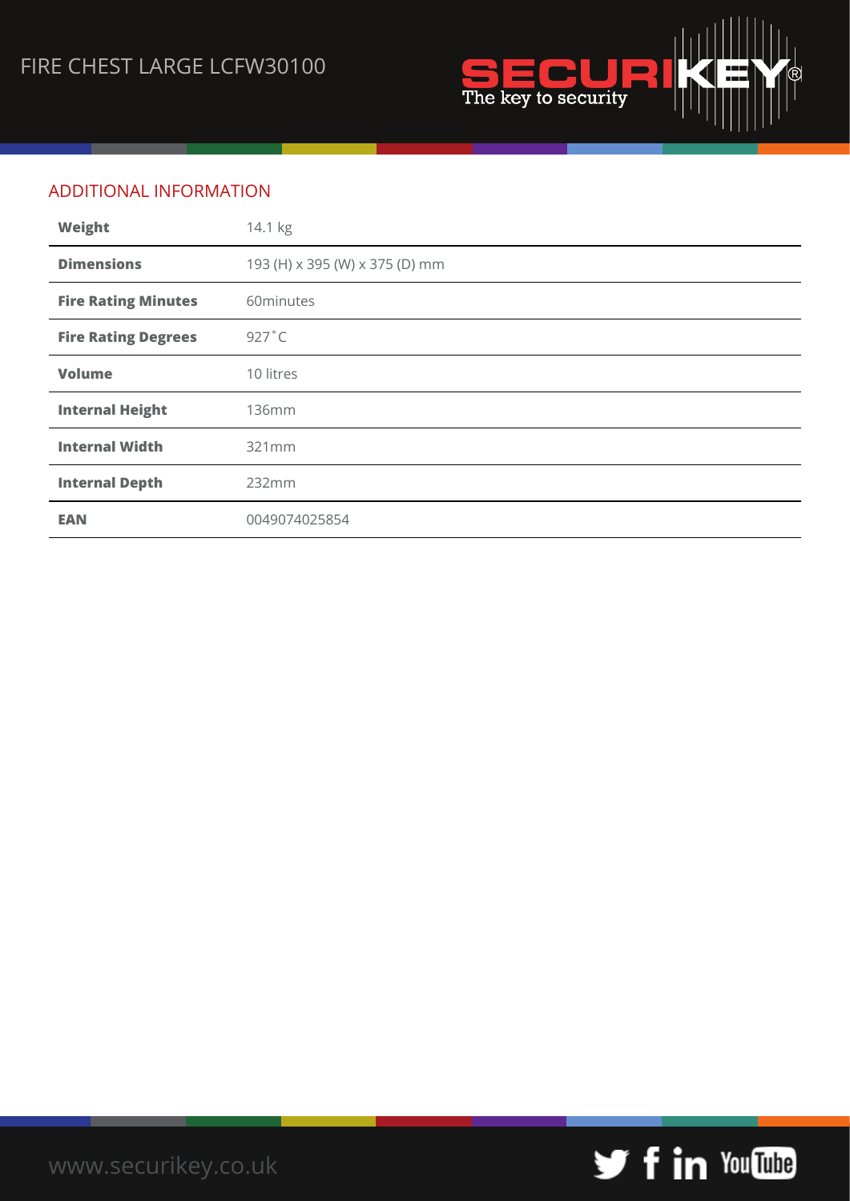## ADDITIONAL INFORMATION

| | |
|---|---|
| **Weight** | 14.1 kg |
| **Dimensions** | 193 (H) x 395 (W) x 375 (D) mm |
| **Fire Rating Minutes** | 60minutes |
| **Fire Rating Degrees** | 927˚C |
| **Volume** | 10 litres |
| **Internal Height** | 136mm |
| **Internal Width** | 321mm |
| **Internal Depth** | 232mm |
| **EAN** | 0049074025854 |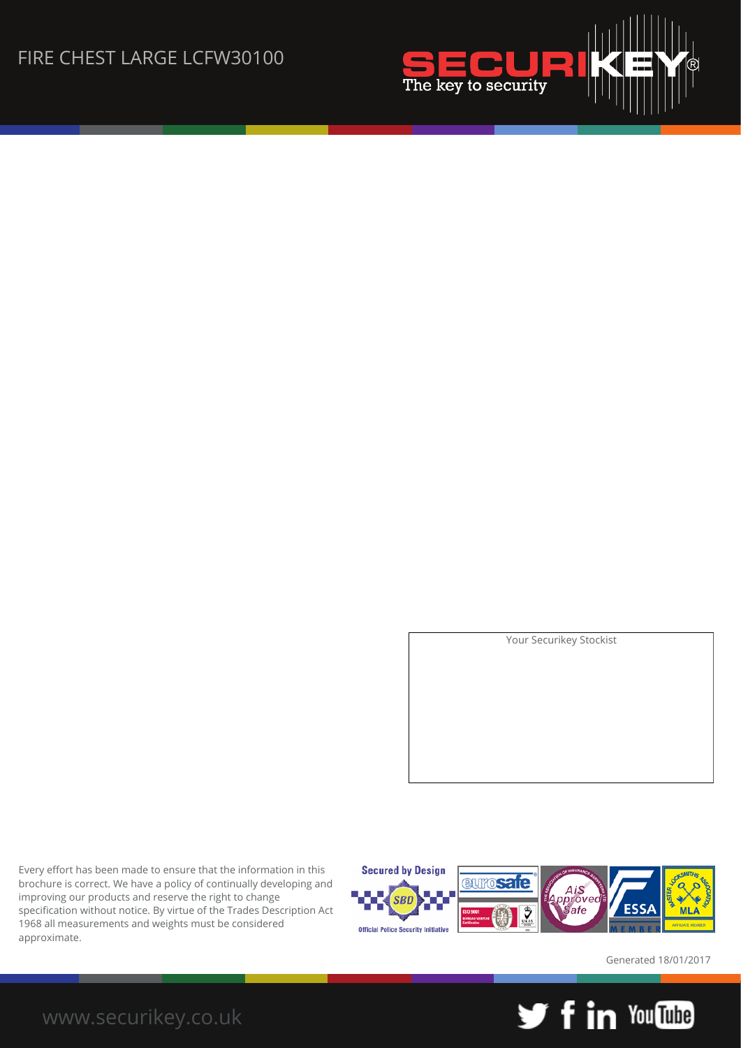Your Securikey Stockist

Every effort has been made to ensure that the information in this brochure is correct. We have a policy of continually developing and improving our products and reserve the right to change specification without notice. By virtue of the Trades Description Act 1968 all measurements and weights must be considered approximate.

Generated 18/01/2017